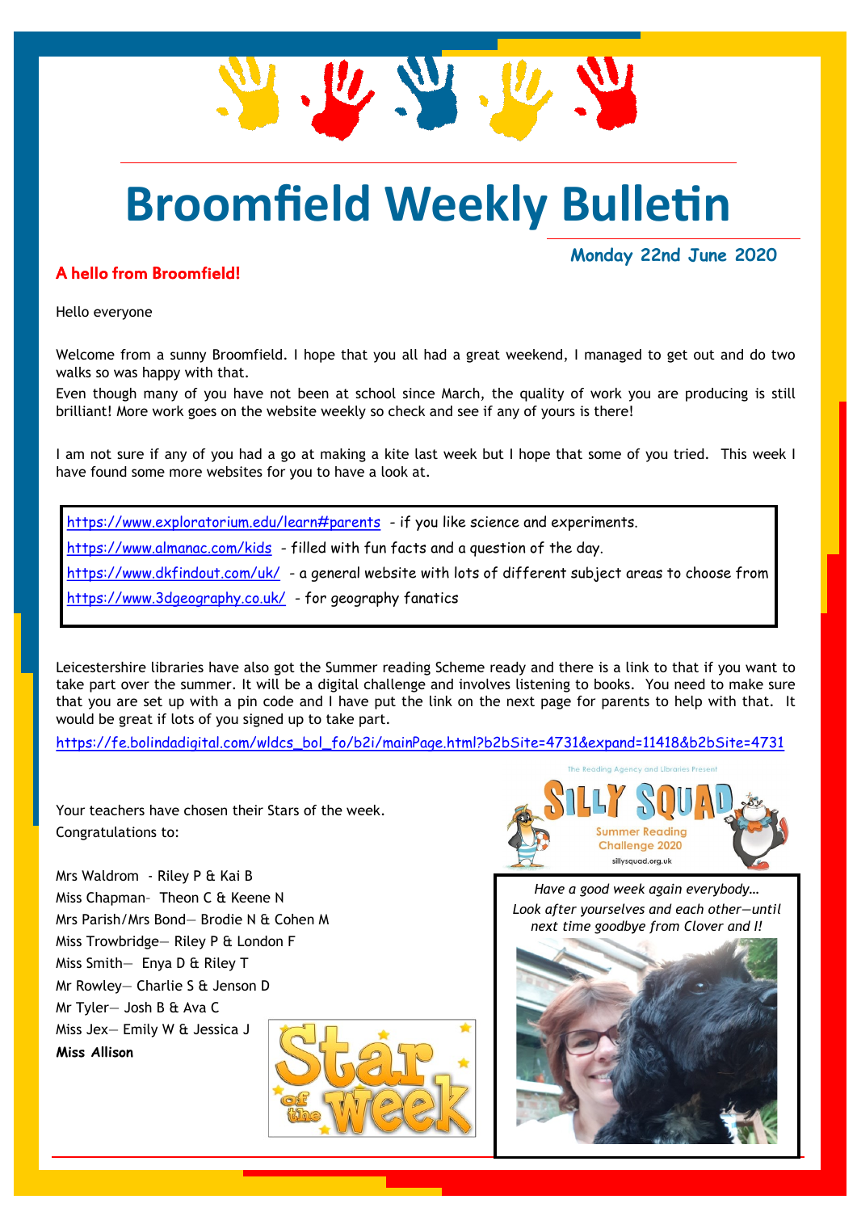# Broomfield Weekly Bulletin

**Monday 22nd June 2020**

## A hello from Broomfield!

Hello everyone

Welcome from a sunny Broomfield. I hope that you all had a great weekend, I managed to get out and do two walks so was happy with that.

Even though many of you have not been at school since March, the quality of work you are producing is still brilliant! More work goes on the website weekly so check and see if any of yours is there!

I am not sure if any of you had a go at making a kite last week but I hope that some of you tried. This week I have found some more websites for you to have a look at.

https://www.exploratorium.edu/learn#parents - if you like science and experiments.

https://www.almanac.com/kids - filled with fun facts and a question of the day.

https://www.dkfindout.com/uk/ - a general website with lots of different subject areas to choose from

https://www.3dgeography.co.uk/ - for geography fanatics

Leicestershire libraries have also got the Summer reading Scheme ready and there is a link to that if you want to take part over the summer. It will be a digital challenge and involves listening to books. You need to make sure that you are set up with a pin code and I have put the link on the next page for parents to help with that. It would be great if lots of you signed up to take part.

https://fe.bolindadigital.com/wldcs_bol_fo/b2i/mainPage.html?b2bSite=4731&expand=11418&b2bSite=4731

Your teachers have chosen their Stars of the week.
Congratulations to:

Mrs Waldrom - Riley P & Kai B
Miss Chapman- Theon C & Keene N
Mrs Parish/Mrs Bond— Brodie N & Cohen M
Miss Trowbridge— Riley P & London F
Miss Smith— Enya D & Riley T
Mr Rowley— Charlie S & Jenson D
Mr Tyler— Josh B & Ava C
Miss Jex— Emily W & Jessica J
**Miss Allison**

*Have a good week again everybody…*
*Look after yourselves and each other—until next time goodbye from Clover and I!*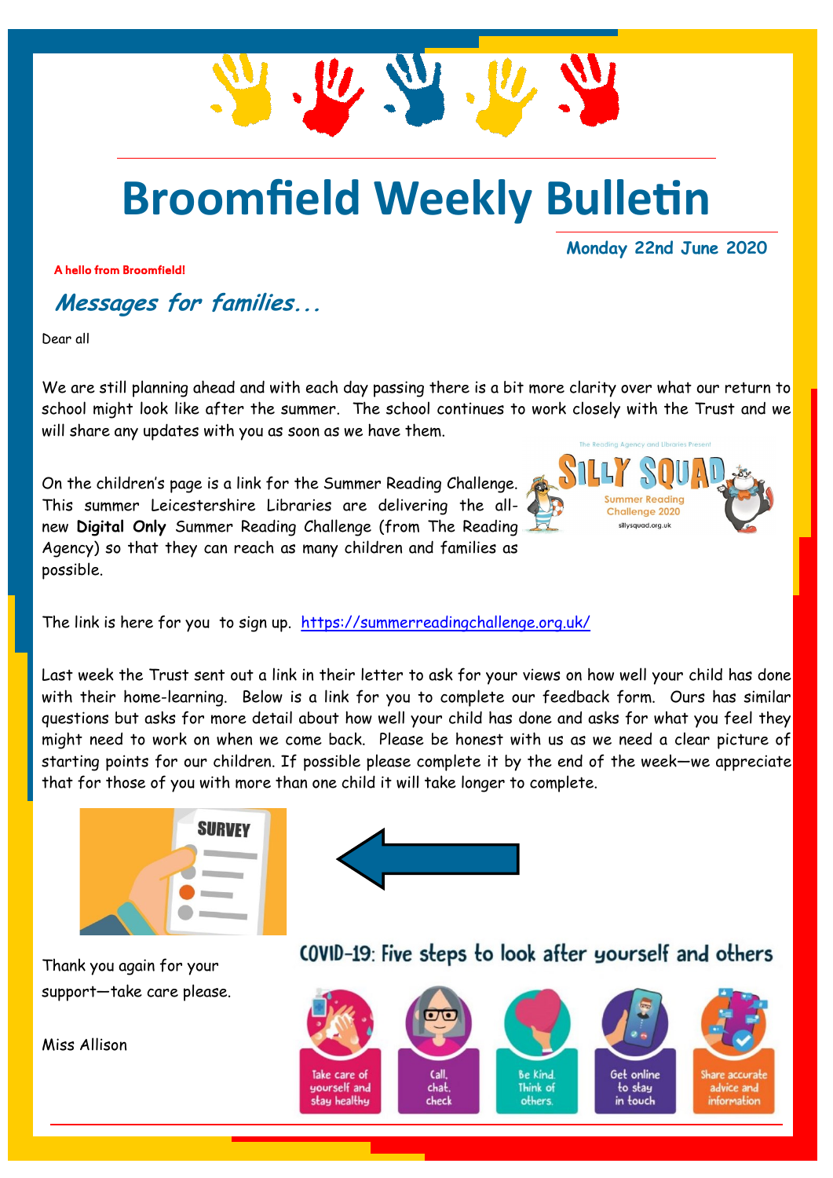# Broomfield Weekly Bulletin

**Monday 22nd June 2020**

**A hello from Broomfield!**

## *Messages for families...*

Dear all

We are still planning ahead and with each day passing there is a bit more clarity over what our return to school might look like after the summer. The school continues to work closely with the Trust and we will share any updates with you as soon as we have them.

On the children's page is a link for the Summer Reading Challenge. This summer Leicestershire Libraries are delivering the all-new **Digital Only** Summer Reading Challenge (from The Reading Agency) so that they can reach as many children and families as possible.

The Reading Agency and Libraries Present
SILLY SQUAD
Summer Reading Challenge 2020
sillysquad.org.uk

The link is here for you to sign up. https://summerreadingchallenge.org.uk/

Last week the Trust sent out a link in their letter to ask for your views on how well your child has done with their home-learning. Below is a link for you to complete our feedback form. Ours has similar questions but asks for more detail about how well your child has done and asks for what you feel they might need to work on when we come back. Please be honest with us as we need a clear picture of starting points for our children. If possible please complete it by the end of the week—we appreciate that for those of you with more than one child it will take longer to complete.

SURVEY

Thank you again for your support—take care please.

Miss Allison

COVID-19: Five steps to look after yourself and others

Take care of yourself and stay healthy

Call, chat, check

Be Kind. Think of others.

Get online to stay in touch

Share accurate advice and information